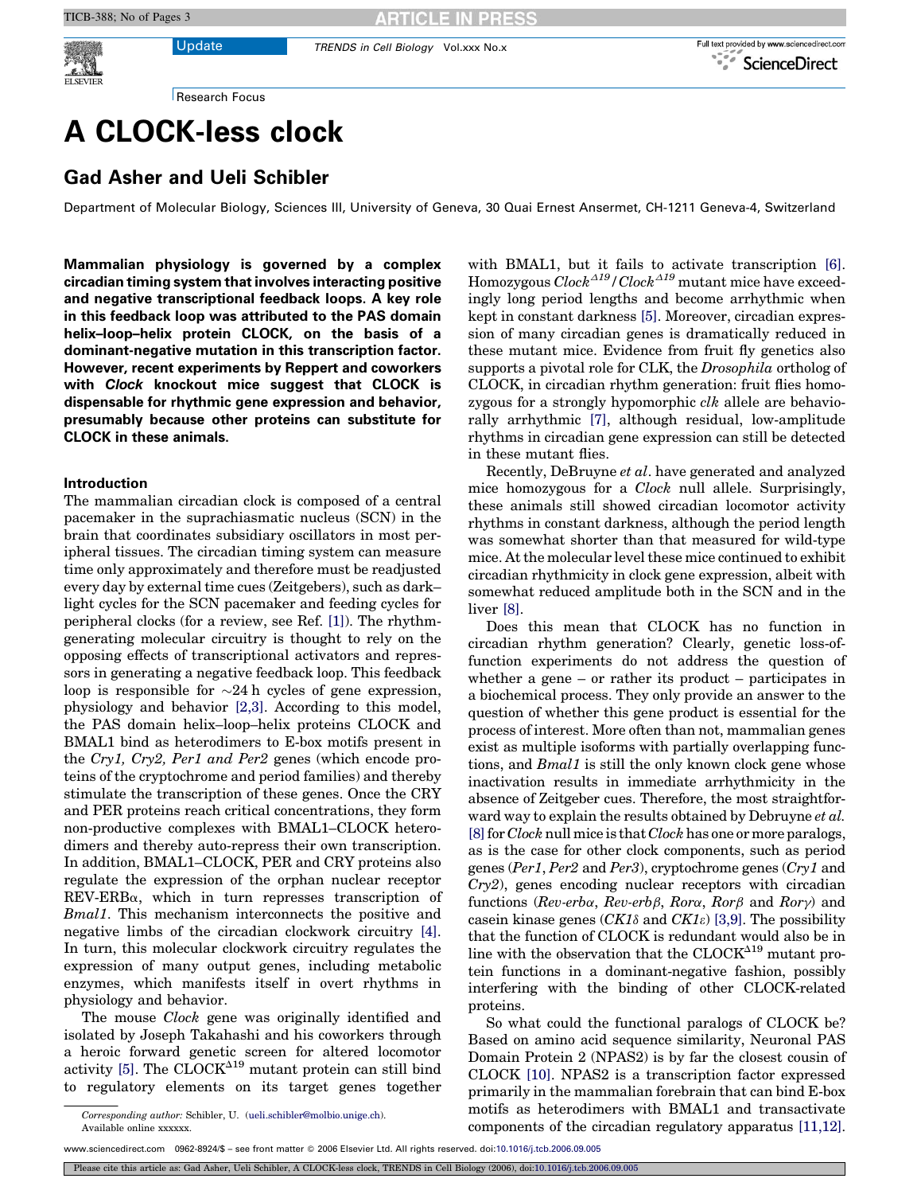Research Focus

# A CLOCK-less clock

## Gad Asher and Ueli Schibler

Department of Molecular Biology, Sciences III, University of Geneva, 30 Quai Ernest Ansermet, CH-1211 Geneva-4, Switzerland

**Mammalian physiology is governed by a complex circadian timing system that involves interacting positive and negative transcriptional feedback loops. A key role in this feedback loop was attributed to the PAS domain helix–loop–helix protein CLOCK, on the basis of a dominant-negative mutation in this transcription factor. However, recent experiments by Reppert and coworkers with *Clock* knockout mice suggest that CLOCK is dispensable for rhythmic gene expression and behavior, presumably because other proteins can substitute for CLOCK in these animals.**

### Introduction

The mammalian circadian clock is composed of a central pacemaker in the suprachiasmatic nucleus (SCN) in the brain that coordinates subsidiary oscillators in most peripheral tissues. The circadian timing system can measure time only approximately and therefore must be readjusted every day by external time cues (Zeitgebers), such as dark–light cycles for the SCN pacemaker and feeding cycles for peripheral clocks (for a review, see Ref. [1]). The rhythm-generating molecular circuitry is thought to rely on the opposing effects of transcriptional activators and repressors in generating a negative feedback loop. This feedback loop is responsible for ~24 h cycles of gene expression, physiology and behavior [2,3]. According to this model, the PAS domain helix–loop–helix proteins CLOCK and BMAL1 bind as heterodimers to E-box motifs present in the *Cry1, Cry2, Per1 and Per2* genes (which encode proteins of the cryptochrome and period families) and thereby stimulate the transcription of these genes. Once the CRY and PER proteins reach critical concentrations, they form non-productive complexes with BMAL1–CLOCK heterodimers and thereby auto-repress their own transcription. In addition, BMAL1–CLOCK, PER and CRY proteins also regulate the expression of the orphan nuclear receptor REV-ERBα, which in turn represses transcription of *Bmal1*. This mechanism interconnects the positive and negative limbs of the circadian clockwork circuitry [4]. In turn, this molecular clockwork circuitry regulates the expression of many output genes, including metabolic enzymes, which manifests itself in overt rhythms in physiology and behavior.

The mouse *Clock* gene was originally identified and isolated by Joseph Takahashi and his coworkers through a heroic forward genetic screen for altered locomotor activity [5]. The CLOCK$^{\Delta 19}$ mutant protein can still bind to regulatory elements on its target genes together with BMAL1, but it fails to activate transcription [6]. Homozygous *Clock*$^{\Delta 19}$/*Clock*$^{\Delta 19}$ mutant mice have exceedingly long period lengths and become arrhythmic when kept in constant darkness [5]. Moreover, circadian expression of many circadian genes is dramatically reduced in these mutant mice. Evidence from fruit fly genetics also supports a pivotal role for CLK, the *Drosophila* ortholog of CLOCK, in circadian rhythm generation: fruit flies homozygous for a strongly hypomorphic *clk* allele are behaviorally arrhythmic [7], although residual, low-amplitude rhythms in circadian gene expression can still be detected in these mutant flies.

Recently, DeBruyne *et al*. have generated and analyzed mice homozygous for a *Clock* null allele. Surprisingly, these animals still showed circadian locomotor activity rhythms in constant darkness, although the period length was somewhat shorter than that measured for wild-type mice. At the molecular level these mice continued to exhibit circadian rhythmicity in clock gene expression, albeit with somewhat reduced amplitude both in the SCN and in the liver [8].

Does this mean that CLOCK has no function in circadian rhythm generation? Clearly, genetic loss-of-function experiments do not address the question of whether a gene – or rather its product – participates in a biochemical process. They only provide an answer to the question of whether this gene product is essential for the process of interest. More often than not, mammalian genes exist as multiple isoforms with partially overlapping functions, and *Bmal1* is still the only known clock gene whose inactivation results in immediate arrhythmicity in the absence of Zeitgeber cues. Therefore, the most straightforward way to explain the results obtained by Debruyne *et al.* [8] for *Clock* null mice is that *Clock* has one or more paralogs, as is the case for other clock components, such as period genes (*Per1*, *Per2* and *Per3*), cryptochrome genes (*Cry1* and *Cry2*), genes encoding nuclear receptors with circadian functions (*Rev-erbα*, *Rev-erbβ*, *Rorα*, *Rorβ* and *Rorγ*) and casein kinase genes (*CK1δ* and *CK1ε*) [3,9]. The possibility that the function of CLOCK is redundant would also be in line with the observation that the CLOCK$^{\Delta 19}$ mutant protein functions in a dominant-negative fashion, possibly interfering with the binding of other CLOCK-related proteins.

So what could the functional paralogs of CLOCK be? Based on amino acid sequence similarity, Neuronal PAS Domain Protein 2 (NPAS2) is by far the closest cousin of CLOCK [10]. NPAS2 is a transcription factor expressed primarily in the mammalian forebrain that can bind E-box motifs as heterodimers with BMAL1 and transactivate components of the circadian regulatory apparatus [11,12].

*Corresponding author:* Schibler, U. (ueli.schibler@molbio.unige.ch).
Available online xxxxxx.

www.sciencedirect.com 0962-8924/$ - see front matter © 2006 Elsevier Ltd. All rights reserved. doi:10.1016/j.tcb.2006.09.005

Please cite this article as: Gad Asher, Ueli Schibler, A CLOCK-less clock, TRENDS in Cell Biology (2006), doi:10.1016/j.tcb.2006.09.005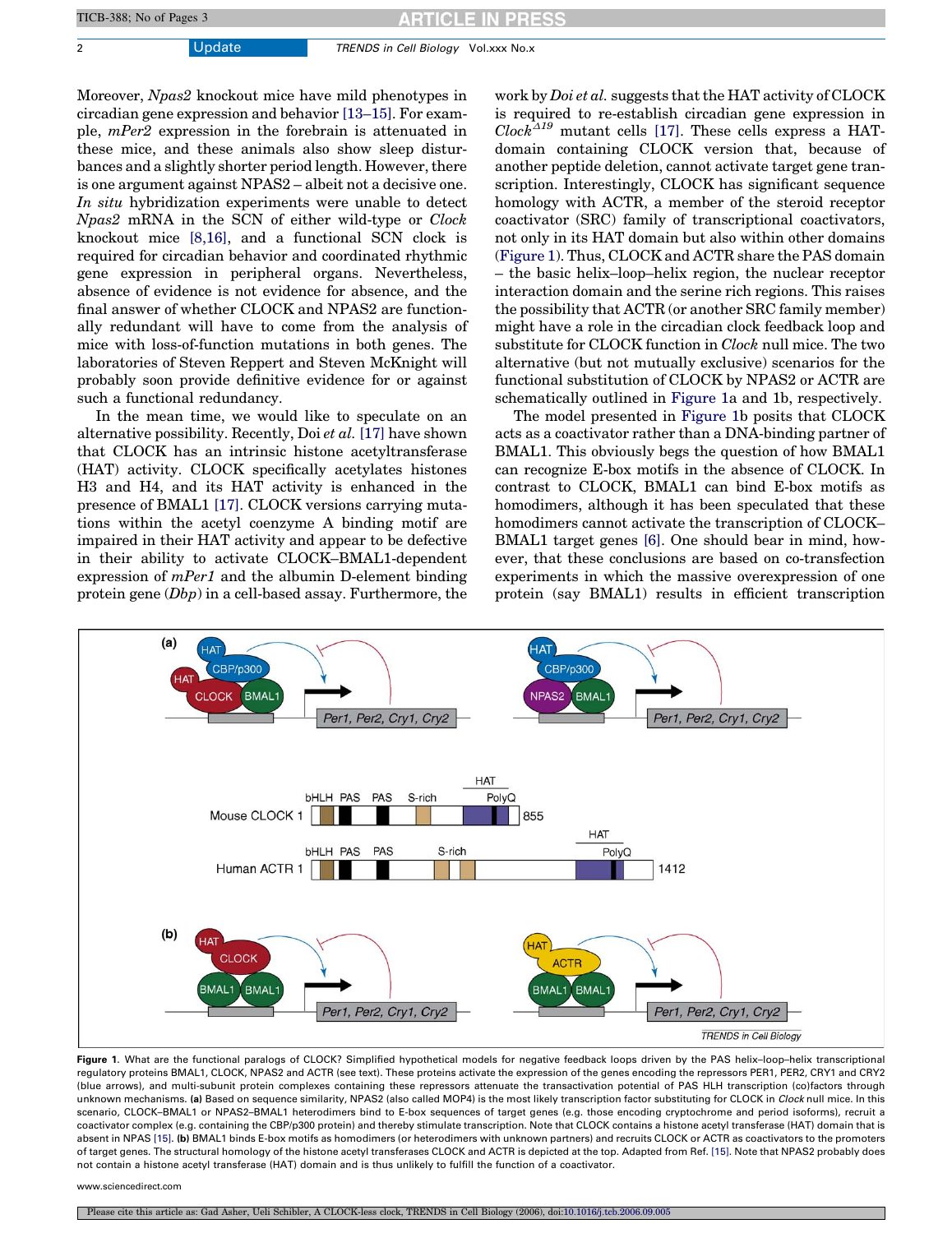Moreover, *Npas2* knockout mice have mild phenotypes in circadian gene expression and behavior [13–15]. For example, *mPer2* expression in the forebrain is attenuated in these mice, and these animals also show sleep disturbances and a slightly shorter period length. However, there is one argument against NPAS2 – albeit not a decisive one. *In situ* hybridization experiments were unable to detect *Npas2* mRNA in the SCN of either wild-type or *Clock* knockout mice [8,16], and a functional SCN clock is required for circadian behavior and coordinated rhythmic gene expression in peripheral organs. Nevertheless, absence of evidence is not evidence for absence, and the final answer of whether CLOCK and NPAS2 are functionally redundant will have to come from the analysis of mice with loss-of-function mutations in both genes. The laboratories of Steven Reppert and Steven McKnight will probably soon provide definitive evidence for or against such a functional redundancy.

In the mean time, we would like to speculate on an alternative possibility. Recently, Doi *et al.* [17] have shown that CLOCK has an intrinsic histone acetyltransferase (HAT) activity. CLOCK specifically acetylates histones H3 and H4, and its HAT activity is enhanced in the presence of BMAL1 [17]. CLOCK versions carrying mutations within the acetyl coenzyme A binding motif are impaired in their HAT activity and appear to be defective in their ability to activate CLOCK–BMAL1-dependent expression of *mPer1* and the albumin D-element binding protein gene (*Dbp*) in a cell-based assay. Furthermore, the work by *Doi et al.* suggests that the HAT activity of CLOCK is required to re-establish circadian gene expression in $Clock^{\Delta 19}$ mutant cells [17]. These cells express a HAT-domain containing CLOCK version that, because of another peptide deletion, cannot activate target gene transcription. Interestingly, CLOCK has significant sequence homology with ACTR, a member of the steroid receptor coactivator (SRC) family of transcriptional coactivators, not only in its HAT domain but also within other domains (Figure 1). Thus, CLOCK and ACTR share the PAS domain – the basic helix–loop–helix region, the nuclear receptor interaction domain and the serine rich regions. This raises the possibility that ACTR (or another SRC family member) might have a role in the circadian clock feedback loop and substitute for CLOCK function in *Clock* null mice. The two alternative (but not mutually exclusive) scenarios for the functional substitution of CLOCK by NPAS2 or ACTR are schematically outlined in Figure 1a and 1b, respectively.

The model presented in Figure 1b posits that CLOCK acts as a coactivator rather than a DNA-binding partner of BMAL1. This obviously begs the question of how BMAL1 can recognize E-box motifs in the absence of CLOCK. In contrast to CLOCK, BMAL1 can bind E-box motifs as homodimers, although it has been speculated that these homodimers cannot activate the transcription of CLOCK–BMAL1 target genes [6]. One should bear in mind, however, that these conclusions are based on co-transfection experiments in which the massive overexpression of one protein (say BMAL1) results in efficient transcription

**Figure 1**. What are the functional paralogs of CLOCK? Simplified hypothetical models for negative feedback loops driven by the PAS helix–loop–helix transcriptional regulatory proteins BMAL1, CLOCK, NPAS2 and ACTR (see text). These proteins activate the expression of the genes encoding the repressors PER1, PER2, CRY1 and CRY2 (blue arrows), and multi-subunit protein complexes containing these repressors attenuate the transactivation potential of PAS HLH transcription (co)factors through unknown mechanisms. **(a)** Based on sequence similarity, NPAS2 (also called MOP4) is the most likely transcription factor substituting for CLOCK in *Clock* null mice. In this scenario, CLOCK–BMAL1 or NPAS2–BMAL1 heterodimers bind to E-box sequences of target genes (e.g. those encoding cryptochrome and period isoforms), recruit a coactivator complex (e.g. containing the CBP/p300 protein) and thereby stimulate transcription. Note that CLOCK contains a histone acetyl transferase (HAT) domain that is absent in NPAS [15]. **(b)** BMAL1 binds E-box motifs as homodimers (or heterodimers with unknown partners) and recruits CLOCK or ACTR as coactivators to the promoters of target genes. The structural homology of the histone acetyl transferases CLOCK and ACTR is depicted at the top. Adapted from Ref. [15]. Note that NPAS2 probably does not contain a histone acetyl transferase (HAT) domain and is thus unlikely to fulfill the function of a coactivator.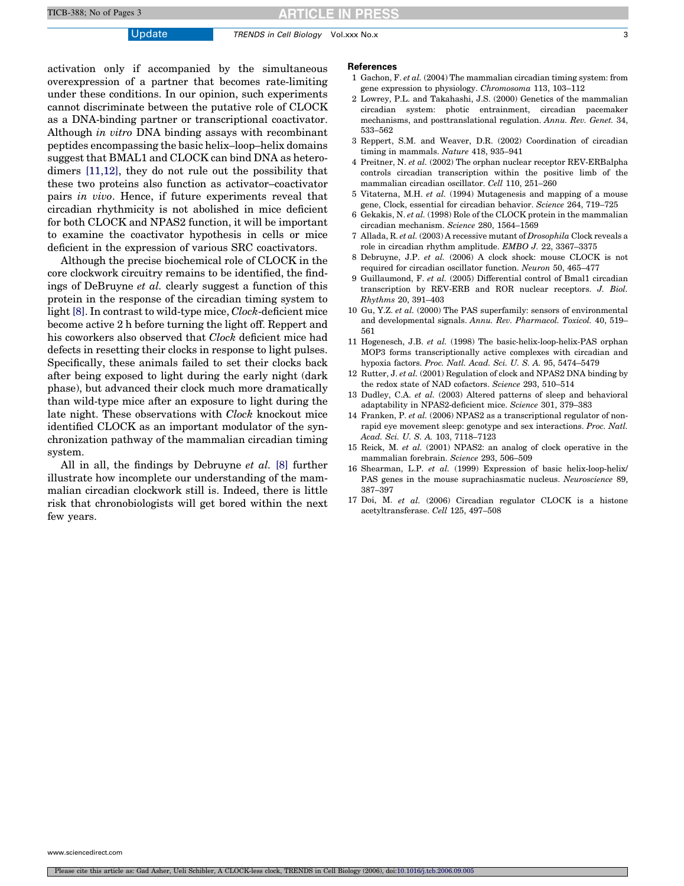activation only if accompanied by the simultaneous overexpression of a partner that becomes rate-limiting under these conditions. In our opinion, such experiments cannot discriminate between the putative role of CLOCK as a DNA-binding partner or transcriptional coactivator. Although *in vitro* DNA binding assays with recombinant peptides encompassing the basic helix–loop–helix domains suggest that BMAL1 and CLOCK can bind DNA as heterodimers [11,12], they do not rule out the possibility that these two proteins also function as activator–coactivator pairs *in vivo*. Hence, if future experiments reveal that circadian rhythmicity is not abolished in mice deficient for both CLOCK and NPAS2 function, it will be important to examine the coactivator hypothesis in cells or mice deficient in the expression of various SRC coactivators.

Although the precise biochemical role of CLOCK in the core clockwork circuitry remains to be identified, the findings of DeBruyne *et al.* clearly suggest a function of this protein in the response of the circadian timing system to light [8]. In contrast to wild-type mice, *Clock*-deficient mice become active 2 h before turning the light off. Reppert and his coworkers also observed that *Clock* deficient mice had defects in resetting their clocks in response to light pulses. Specifically, these animals failed to set their clocks back after being exposed to light during the early night (dark phase), but advanced their clock much more dramatically than wild-type mice after an exposure to light during the late night. These observations with *Clock* knockout mice identified CLOCK as an important modulator of the synchronization pathway of the mammalian circadian timing system.

All in all, the findings by Debruyne *et al.* [8] further illustrate how incomplete our understanding of the mammalian circadian clockwork still is. Indeed, there is little risk that chronobiologists will get bored within the next few years.

## References

1. Gachon, F. *et al.* (2004) The mammalian circadian timing system: from gene expression to physiology. *Chromosoma* 113, 103–112
2. Lowrey, P.L. and Takahashi, J.S. (2000) Genetics of the mammalian circadian system: photic entrainment, circadian pacemaker mechanisms, and posttranslational regulation. *Annu. Rev. Genet.* 34, 533–562
3. Reppert, S.M. and Weaver, D.R. (2002) Coordination of circadian timing in mammals. *Nature* 418, 935–941
4. Preitner, N. *et al.* (2002) The orphan nuclear receptor REV-ERBalpha controls circadian transcription within the positive limb of the mammalian circadian oscillator. *Cell* 110, 251–260
5. Vitaterna, M.H. *et al.* (1994) Mutagenesis and mapping of a mouse gene, Clock, essential for circadian behavior. *Science* 264, 719–725
6. Gekakis, N. *et al.* (1998) Role of the CLOCK protein in the mammalian circadian mechanism. *Science* 280, 1564–1569
7. Allada, R. *et al.* (2003) A recessive mutant of *Drosophila* Clock reveals a role in circadian rhythm amplitude. *EMBO J.* 22, 3367–3375
8. Debruyne, J.P. *et al.* (2006) A clock shock: mouse CLOCK is not required for circadian oscillator function. *Neuron* 50, 465–477
9. Guillaumond, F. *et al.* (2005) Differential control of Bmal1 circadian transcription by REV-ERB and ROR nuclear receptors. *J. Biol. Rhythms* 20, 391–403
10. Gu, Y.Z. *et al.* (2000) The PAS superfamily: sensors of environmental and developmental signals. *Annu. Rev. Pharmacol. Toxicol.* 40, 519–561
11. Hogenesch, J.B. *et al.* (1998) The basic-helix-loop-helix-PAS orphan MOP3 forms transcriptionally active complexes with circadian and hypoxia factors. *Proc. Natl. Acad. Sci. U. S. A.* 95, 5474–5479
12. Rutter, J. *et al.* (2001) Regulation of clock and NPAS2 DNA binding by the redox state of NAD cofactors. *Science* 293, 510–514
13. Dudley, C.A. *et al.* (2003) Altered patterns of sleep and behavioral adaptability in NPAS2-deficient mice. *Science* 301, 379–383
14. Franken, P. *et al.* (2006) NPAS2 as a transcriptional regulator of non-rapid eye movement sleep: genotype and sex interactions. *Proc. Natl. Acad. Sci. U. S. A.* 103, 7118–7123
15. Reick, M. *et al.* (2001) NPAS2: an analog of clock operative in the mammalian forebrain. *Science* 293, 506–509
16. Shearman, L.P. *et al.* (1999) Expression of basic helix-loop-helix/PAS genes in the mouse suprachiasmatic nucleus. *Neuroscience* 89, 387–397
17. Doi, M. *et al.* (2006) Circadian regulator CLOCK is a histone acetyltransferase. *Cell* 125, 497–508